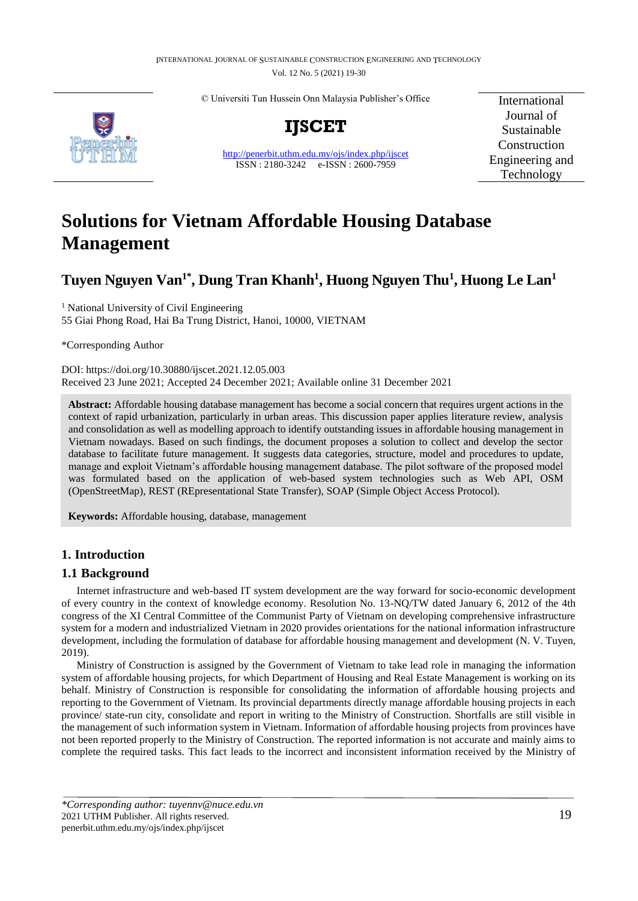# Solutions for Vietnam Affordable Housing Database Management

**Tuyen Nguyen Van[1*], Dung Tran Khanh[1], Huong Nguyen Thu[1], Huong Le Lan[1]**

[1] National University of Civil Engineering
55 Giai Phong Road, Hai Ba Trung District, Hanoi, 10000, VIETNAM

*Corresponding Author

DOI: https://doi.org/10.30880/ijscet.2021.12.05.003
Received 23 June 2021; Accepted 24 December 2021; Available online 31 December 2021

**Abstract:** Affordable housing database management has become a social concern that requires urgent actions in the context of rapid urbanization, particularly in urban areas. This discussion paper applies literature review, analysis and consolidation as well as modelling approach to identify outstanding issues in affordable housing management in Vietnam nowadays. Based on such findings, the document proposes a solution to collect and develop the sector database to facilitate future management. It suggests data categories, structure, model and procedures to update, manage and exploit Vietnam's affordable housing management database. The pilot software of the proposed model was formulated based on the application of web-based system technologies such as Web API, OSM (OpenStreetMap), REST (REpresentational State Transfer), SOAP (Simple Object Access Protocol).

**Keywords:** Affordable housing, database, management

## 1. Introduction

### 1.1 Background

Internet infrastructure and web-based IT system development are the way forward for socio-economic development of every country in the context of knowledge economy. Resolution No. 13-NQ/TW dated January 6, 2012 of the 4th congress of the XI Central Committee of the Communist Party of Vietnam on developing comprehensive infrastructure system for a modern and industrialized Vietnam in 2020 provides orientations for the national information infrastructure development, including the formulation of database for affordable housing management and development (N. V. Tuyen, 2019).

Ministry of Construction is assigned by the Government of Vietnam to take lead role in managing the information system of affordable housing projects, for which Department of Housing and Real Estate Management is working on its behalf. Ministry of Construction is responsible for consolidating the information of affordable housing projects and reporting to the Government of Vietnam. Its provincial departments directly manage affordable housing projects in each province/ state-run city, consolidate and report in writing to the Ministry of Construction. Shortfalls are still visible in the management of such information system in Vietnam. Information of affordable housing projects from provinces have not been reported properly to the Ministry of Construction. The reported information is not accurate and mainly aims to complete the required tasks. This fact leads to the incorrect and inconsistent information received by the Ministry of

*Corresponding author: tuyennv@nuce.edu.vn
2021 UTHM Publisher. All rights reserved.
penerbit.uthm.edu.my/ojs/index.php/ijscet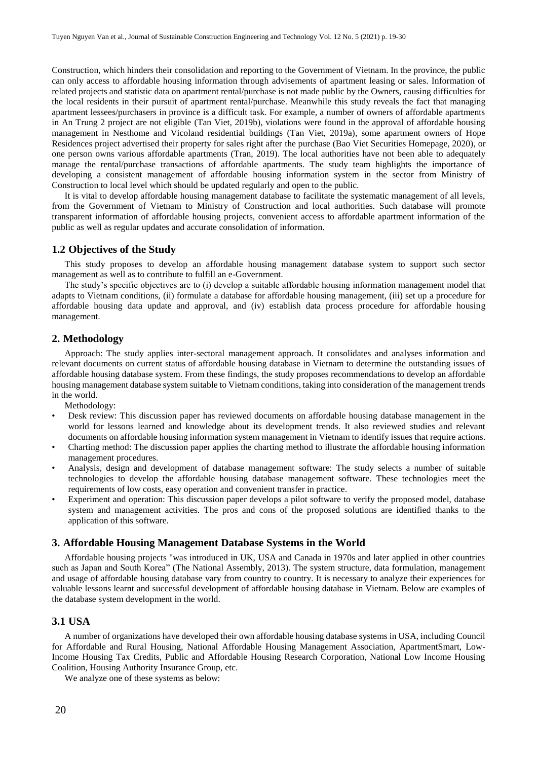Construction, which hinders their consolidation and reporting to the Government of Vietnam. In the province, the public can only access to affordable housing information through advisements of apartment leasing or sales. Information of related projects and statistic data on apartment rental/purchase is not made public by the Owners, causing difficulties for the local residents in their pursuit of apartment rental/purchase. Meanwhile this study reveals the fact that managing apartment lessees/purchasers in province is a difficult task. For example, a number of owners of affordable apartments in An Trung 2 project are not eligible (Tan Viet, 2019b), violations were found in the approval of affordable housing management in Nesthome and Vicoland residential buildings (Tan Viet, 2019a), some apartment owners of Hope Residences project advertised their property for sales right after the purchase (Bao Viet Securities Homepage, 2020), or one person owns various affordable apartments (Tran, 2019). The local authorities have not been able to adequately manage the rental/purchase transactions of affordable apartments. The study team highlights the importance of developing a consistent management of affordable housing information system in the sector from Ministry of Construction to local level which should be updated regularly and open to the public.

It is vital to develop affordable housing management database to facilitate the systematic management of all levels, from the Government of Vietnam to Ministry of Construction and local authorities. Such database will promote transparent information of affordable housing projects, convenient access to affordable apartment information of the public as well as regular updates and accurate consolidation of information.

## 1.2 Objectives of the Study

This study proposes to develop an affordable housing management database system to support such sector management as well as to contribute to fulfill an e-Government.

The study's specific objectives are to (i) develop a suitable affordable housing information management model that adapts to Vietnam conditions, (ii) formulate a database for affordable housing management, (iii) set up a procedure for affordable housing data update and approval, and (iv) establish data process procedure for affordable housing management.

## 2. Methodology

Approach: The study applies inter-sectoral management approach. It consolidates and analyses information and relevant documents on current status of affordable housing database in Vietnam to determine the outstanding issues of affordable housing database system. From these findings, the study proposes recommendations to develop an affordable housing management database system suitable to Vietnam conditions, taking into consideration of the management trends in the world.

Methodology:

- Desk review: This discussion paper has reviewed documents on affordable housing database management in the world for lessons learned and knowledge about its development trends. It also reviewed studies and relevant documents on affordable housing information system management in Vietnam to identify issues that require actions.
- Charting method: The discussion paper applies the charting method to illustrate the affordable housing information management procedures.
- Analysis, design and development of database management software: The study selects a number of suitable technologies to develop the affordable housing database management software. These technologies meet the requirements of low costs, easy operation and convenient transfer in practice.
- Experiment and operation: This discussion paper develops a pilot software to verify the proposed model, database system and management activities. The pros and cons of the proposed solutions are identified thanks to the application of this software.

## 3. Affordable Housing Management Database Systems in the World

Affordable housing projects "was introduced in UK, USA and Canada in 1970s and later applied in other countries such as Japan and South Korea" (The National Assembly, 2013). The system structure, data formulation, management and usage of affordable housing database vary from country to country. It is necessary to analyze their experiences for valuable lessons learnt and successful development of affordable housing database in Vietnam. Below are examples of the database system development in the world.

## 3.1 USA

A number of organizations have developed their own affordable housing database systems in USA, including Council for Affordable and Rural Housing, National Affordable Housing Management Association, ApartmentSmart, Low-Income Housing Tax Credits, Public and Affordable Housing Research Corporation, National Low Income Housing Coalition, Housing Authority Insurance Group, etc.

We analyze one of these systems as below: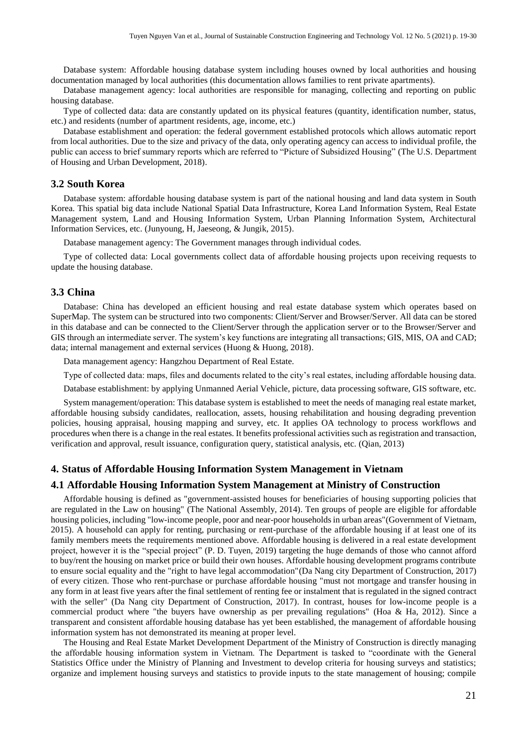Database system: Affordable housing database system including houses owned by local authorities and housing documentation managed by local authorities (this documentation allows families to rent private apartments).

Database management agency: local authorities are responsible for managing, collecting and reporting on public housing database.

Type of collected data: data are constantly updated on its physical features (quantity, identification number, status, etc.) and residents (number of apartment residents, age, income, etc.)

Database establishment and operation: the federal government established protocols which allows automatic report from local authorities. Due to the size and privacy of the data, only operating agency can access to individual profile, the public can access to brief summary reports which are referred to "Picture of Subsidized Housing" (The U.S. Department of Housing and Urban Development, 2018).

### 3.2 South Korea

Database system: affordable housing database system is part of the national housing and land data system in South Korea. This spatial big data include National Spatial Data Infrastructure, Korea Land Information System, Real Estate Management system, Land and Housing Information System, Urban Planning Information System, Architectural Information Services, etc. (Junyoung, H, Jaeseong, & Jungik, 2015).

Database management agency: The Government manages through individual codes.

Type of collected data: Local governments collect data of affordable housing projects upon receiving requests to update the housing database.

### 3.3 China

Database: China has developed an efficient housing and real estate database system which operates based on SuperMap. The system can be structured into two components: Client/Server and Browser/Server. All data can be stored in this database and can be connected to the Client/Server through the application server or to the Browser/Server and GIS through an intermediate server. The system's key functions are integrating all transactions; GIS, MIS, OA and CAD; data; internal management and external services (Huong & Huong, 2018).

Data management agency: Hangzhou Department of Real Estate.

Type of collected data: maps, files and documents related to the city's real estates, including affordable housing data.

Database establishment: by applying Unmanned Aerial Vehicle, picture, data processing software, GIS software, etc.

System management/operation: This database system is established to meet the needs of managing real estate market, affordable housing subsidy candidates, reallocation, assets, housing rehabilitation and housing degrading prevention policies, housing appraisal, housing mapping and survey, etc. It applies OA technology to process workflows and procedures when there is a change in the real estates. It benefits professional activities such as registration and transaction, verification and approval, result issuance, configuration query, statistical analysis, etc. (Qian, 2013)

## 4. Status of Affordable Housing Information System Management in Vietnam

### 4.1 Affordable Housing Information System Management at Ministry of Construction

Affordable housing is defined as "government-assisted houses for beneficiaries of housing supporting policies that are regulated in the Law on housing" (The National Assembly, 2014). Ten groups of people are eligible for affordable housing policies, including "low-income people, poor and near-poor households in urban areas"(Government of Vietnam, 2015). A household can apply for renting, purchasing or rent-purchase of the affordable housing if at least one of its family members meets the requirements mentioned above. Affordable housing is delivered in a real estate development project, however it is the "special project" (P. D. Tuyen, 2019) targeting the huge demands of those who cannot afford to buy/rent the housing on market price or build their own houses. Affordable housing development programs contribute to ensure social equality and the "right to have legal accommodation"(Da Nang city Department of Construction, 2017) of every citizen. Those who rent-purchase or purchase affordable housing "must not mortgage and transfer housing in any form in at least five years after the final settlement of renting fee or instalment that is regulated in the signed contract with the seller" (Da Nang city Department of Construction, 2017). In contrast, houses for low-income people is a commercial product where "the buyers have ownership as per prevailing regulations" (Hoa & Ha, 2012). Since a transparent and consistent affordable housing database has yet been established, the management of affordable housing information system has not demonstrated its meaning at proper level.

The Housing and Real Estate Market Development Department of the Ministry of Construction is directly managing the affordable housing information system in Vietnam. The Department is tasked to "coordinate with the General Statistics Office under the Ministry of Planning and Investment to develop criteria for housing surveys and statistics; organize and implement housing surveys and statistics to provide inputs to the state management of housing; compile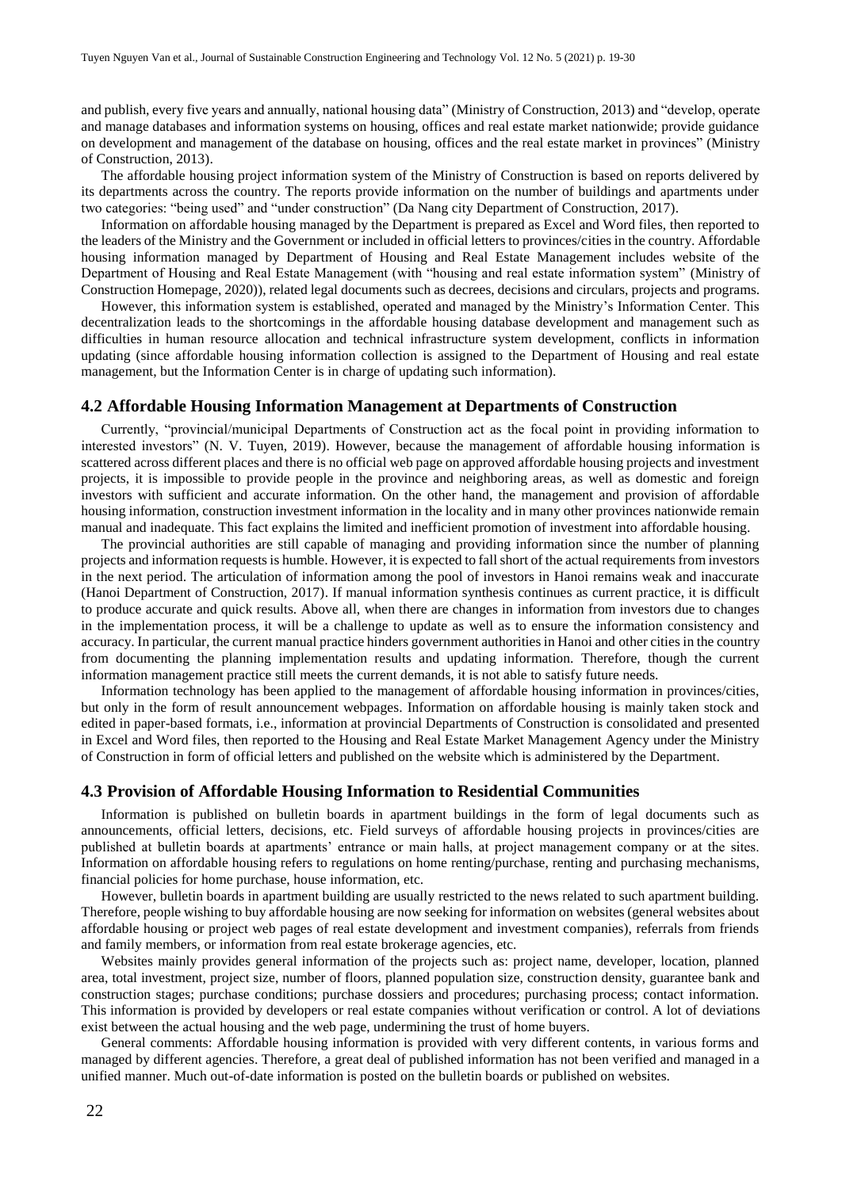and publish, every five years and annually, national housing data" (Ministry of Construction, 2013) and "develop, operate and manage databases and information systems on housing, offices and real estate market nationwide; provide guidance on development and management of the database on housing, offices and the real estate market in provinces" (Ministry of Construction, 2013).

The affordable housing project information system of the Ministry of Construction is based on reports delivered by its departments across the country. The reports provide information on the number of buildings and apartments under two categories: "being used" and "under construction" (Da Nang city Department of Construction, 2017).

Information on affordable housing managed by the Department is prepared as Excel and Word files, then reported to the leaders of the Ministry and the Government or included in official letters to provinces/cities in the country. Affordable housing information managed by Department of Housing and Real Estate Management includes website of the Department of Housing and Real Estate Management (with "housing and real estate information system" (Ministry of Construction Homepage, 2020)), related legal documents such as decrees, decisions and circulars, projects and programs.

However, this information system is established, operated and managed by the Ministry's Information Center. This decentralization leads to the shortcomings in the affordable housing database development and management such as difficulties in human resource allocation and technical infrastructure system development, conflicts in information updating (since affordable housing information collection is assigned to the Department of Housing and real estate management, but the Information Center is in charge of updating such information).

## 4.2 Affordable Housing Information Management at Departments of Construction

Currently, "provincial/municipal Departments of Construction act as the focal point in providing information to interested investors" (N. V. Tuyen, 2019). However, because the management of affordable housing information is scattered across different places and there is no official web page on approved affordable housing projects and investment projects, it is impossible to provide people in the province and neighboring areas, as well as domestic and foreign investors with sufficient and accurate information. On the other hand, the management and provision of affordable housing information, construction investment information in the locality and in many other provinces nationwide remain manual and inadequate. This fact explains the limited and inefficient promotion of investment into affordable housing.

The provincial authorities are still capable of managing and providing information since the number of planning projects and information requests is humble. However, it is expected to fall short of the actual requirements from investors in the next period. The articulation of information among the pool of investors in Hanoi remains weak and inaccurate (Hanoi Department of Construction, 2017). If manual information synthesis continues as current practice, it is difficult to produce accurate and quick results. Above all, when there are changes in information from investors due to changes in the implementation process, it will be a challenge to update as well as to ensure the information consistency and accuracy. In particular, the current manual practice hinders government authorities in Hanoi and other cities in the country from documenting the planning implementation results and updating information. Therefore, though the current information management practice still meets the current demands, it is not able to satisfy future needs.

Information technology has been applied to the management of affordable housing information in provinces/cities, but only in the form of result announcement webpages. Information on affordable housing is mainly taken stock and edited in paper-based formats, i.e., information at provincial Departments of Construction is consolidated and presented in Excel and Word files, then reported to the Housing and Real Estate Market Management Agency under the Ministry of Construction in form of official letters and published on the website which is administered by the Department.

## 4.3 Provision of Affordable Housing Information to Residential Communities

Information is published on bulletin boards in apartment buildings in the form of legal documents such as announcements, official letters, decisions, etc. Field surveys of affordable housing projects in provinces/cities are published at bulletin boards at apartments' entrance or main halls, at project management company or at the sites. Information on affordable housing refers to regulations on home renting/purchase, renting and purchasing mechanisms, financial policies for home purchase, house information, etc.

However, bulletin boards in apartment building are usually restricted to the news related to such apartment building. Therefore, people wishing to buy affordable housing are now seeking for information on websites (general websites about affordable housing or project web pages of real estate development and investment companies), referrals from friends and family members, or information from real estate brokerage agencies, etc.

Websites mainly provides general information of the projects such as: project name, developer, location, planned area, total investment, project size, number of floors, planned population size, construction density, guarantee bank and construction stages; purchase conditions; purchase dossiers and procedures; purchasing process; contact information. This information is provided by developers or real estate companies without verification or control. A lot of deviations exist between the actual housing and the web page, undermining the trust of home buyers.

General comments: Affordable housing information is provided with very different contents, in various forms and managed by different agencies. Therefore, a great deal of published information has not been verified and managed in a unified manner. Much out-of-date information is posted on the bulletin boards or published on websites.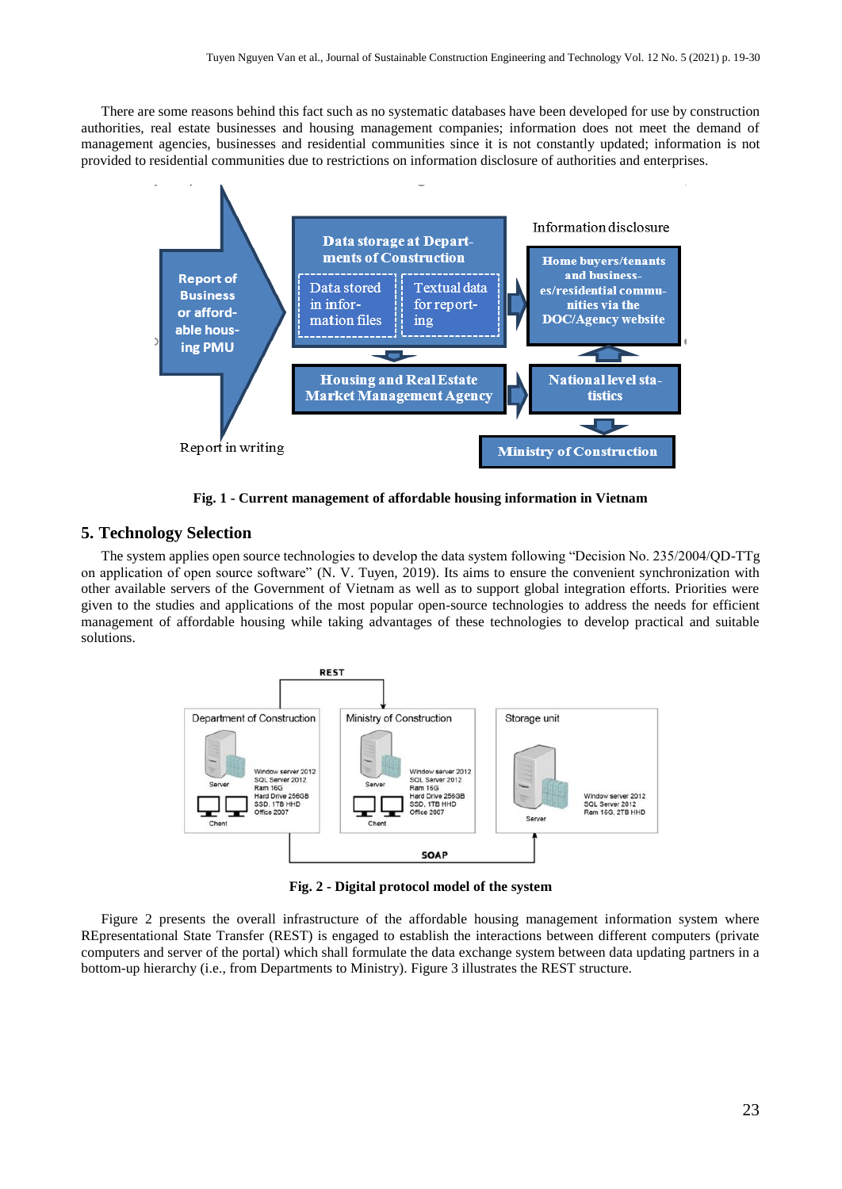There are some reasons behind this fact such as no systematic databases have been developed for use by construction authorities, real estate businesses and housing management companies; information does not meet the demand of management agencies, businesses and residential communities since it is not constantly updated; information is not provided to residential communities due to restrictions on information disclosure of authorities and enterprises.

**Fig. 1 - Current management of affordable housing information in Vietnam**

## 5. Technology Selection

The system applies open source technologies to develop the data system following "Decision No. 235/2004/QD-TTg on application of open source software" (N. V. Tuyen, 2019). Its aims to ensure the convenient synchronization with other available servers of the Government of Vietnam as well as to support global integration efforts. Priorities were given to the studies and applications of the most popular open-source technologies to address the needs for efficient management of affordable housing while taking advantages of these technologies to develop practical and suitable solutions.

**Fig. 2 - Digital protocol model of the system**

Figure 2 presents the overall infrastructure of the affordable housing management information system where REpresentational State Transfer (REST) is engaged to establish the interactions between different computers (private computers and server of the portal) which shall formulate the data exchange system between data updating partners in a bottom-up hierarchy (i.e., from Departments to Ministry). Figure 3 illustrates the REST structure.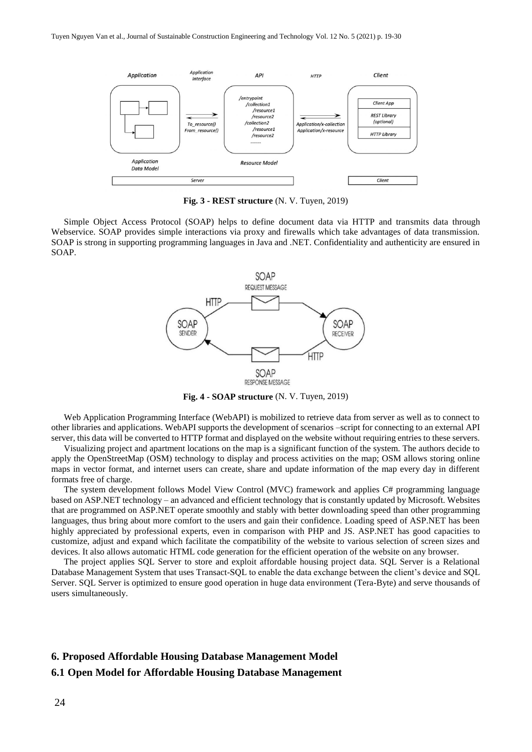**Fig. 3 - REST structure** (N. V. Tuyen, 2019)

Simple Object Access Protocol (SOAP) helps to define document data via HTTP and transmits data through Webservice. SOAP provides simple interactions via proxy and firewalls which take advantages of data transmission. SOAP is strong in supporting programming languages in Java and .NET. Confidentiality and authenticity are ensured in SOAP.

**Fig. 4 - SOAP structure** (N. V. Tuyen, 2019)

Web Application Programming Interface (WebAPI) is mobilized to retrieve data from server as well as to connect to other libraries and applications. WebAPI supports the development of scenarios –script for connecting to an external API server, this data will be converted to HTTP format and displayed on the website without requiring entries to these servers.

Visualizing project and apartment locations on the map is a significant function of the system. The authors decide to apply the OpenStreetMap (OSM) technology to display and process activities on the map; OSM allows storing online maps in vector format, and internet users can create, share and update information of the map every day in different formats free of charge.

The system development follows Model View Control (MVC) framework and applies C# programming language based on ASP.NET technology – an advanced and efficient technology that is constantly updated by Microsoft. Websites that are programmed on ASP.NET operate smoothly and stably with better downloading speed than other programming languages, thus bring about more comfort to the users and gain their confidence. Loading speed of ASP.NET has been highly appreciated by professional experts, even in comparison with PHP and JS. ASP.NET has good capacities to customize, adjust and expand which facilitate the compatibility of the website to various selection of screen sizes and devices. It also allows automatic HTML code generation for the efficient operation of the website on any browser.

The project applies SQL Server to store and exploit affordable housing project data. SQL Server is a Relational Database Management System that uses Transact-SQL to enable the data exchange between the client's device and SQL Server. SQL Server is optimized to ensure good operation in huge data environment (Tera-Byte) and serve thousands of users simultaneously.

## 6. Proposed Affordable Housing Database Management Model

### 6.1 Open Model for Affordable Housing Database Management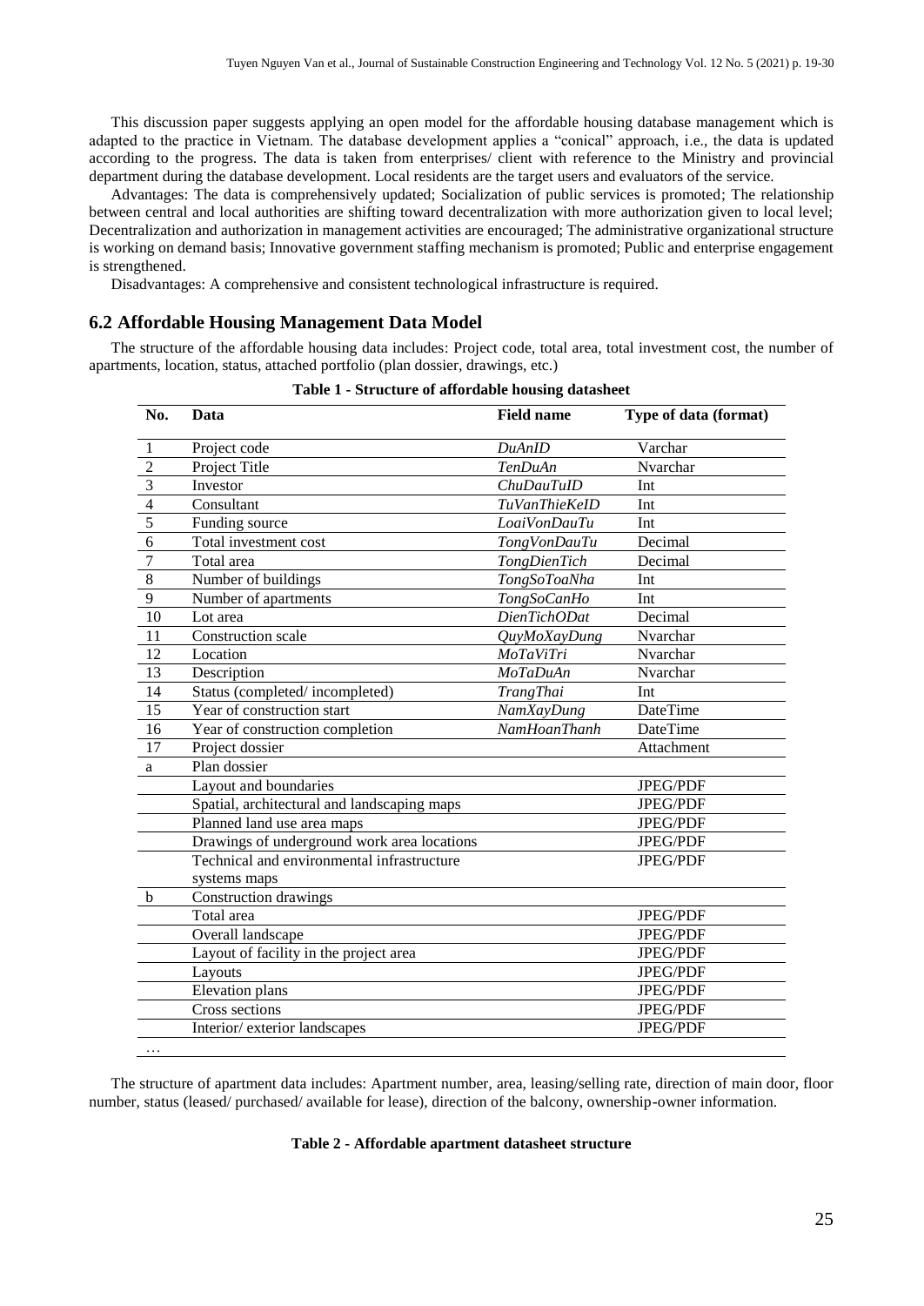This discussion paper suggests applying an open model for the affordable housing database management which is adapted to the practice in Vietnam. The database development applies a "conical" approach, i.e., the data is updated according to the progress. The data is taken from enterprises/ client with reference to the Ministry and provincial department during the database development. Local residents are the target users and evaluators of the service.

Advantages: The data is comprehensively updated; Socialization of public services is promoted; The relationship between central and local authorities are shifting toward decentralization with more authorization given to local level; Decentralization and authorization in management activities are encouraged; The administrative organizational structure is working on demand basis; Innovative government staffing mechanism is promoted; Public and enterprise engagement is strengthened.

Disadvantages: A comprehensive and consistent technological infrastructure is required.

## 6.2 Affordable Housing Management Data Model

The structure of the affordable housing data includes: Project code, total area, total investment cost, the number of apartments, location, status, attached portfolio (plan dossier, drawings, etc.)

**Table 1 - Structure of affordable housing datasheet**

| No. | Data | Field name | Type of data (format) |
|---|---|---|---|
| 1 | Project code | *DuAnID* | Varchar |
| 2 | Project Title | *TenDuAn* | Nvarchar |
| 3 | Investor | *ChuDauTuID* | Int |
| 4 | Consultant | *TuVanThieKeID* | Int |
| 5 | Funding source | *LoaiVonDauTu* | Int |
| 6 | Total investment cost | *TongVonDauTu* | Decimal |
| 7 | Total area | *TongDienTich* | Decimal |
| 8 | Number of buildings | *TongSoToaNha* | Int |
| 9 | Number of apartments | *TongSoCanHo* | Int |
| 10 | Lot area | *DienTichODat* | Decimal |
| 11 | Construction scale | *QuyMoXayDung* | Nvarchar |
| 12 | Location | *MoTaViTri* | Nvarchar |
| 13 | Description | *MoTaDuAn* | Nvarchar |
| 14 | Status (completed/ incompleted) | *TrangThai* | Int |
| 15 | Year of construction start | *NamXayDung* | DateTime |
| 16 | Year of construction completion | *NamHoanThanh* | DateTime |
| 17 | Project dossier | | Attachment |
| a | Plan dossier | | |
| | Layout and boundaries | | JPEG/PDF |
| | Spatial, architectural and landscaping maps | | JPEG/PDF |
| | Planned land use area maps | | JPEG/PDF |
| | Drawings of underground work area locations | | JPEG/PDF |
| | Technical and environmental infrastructure systems maps | | JPEG/PDF |
| b | Construction drawings | | |
| | Total area | | JPEG/PDF |
| | Overall landscape | | JPEG/PDF |
| | Layout of facility in the project area | | JPEG/PDF |
| | Layouts | | JPEG/PDF |
| | Elevation plans | | JPEG/PDF |
| | Cross sections | | JPEG/PDF |
| | Interior/ exterior landscapes | | JPEG/PDF |
| … | | | |

The structure of apartment data includes: Apartment number, area, leasing/selling rate, direction of main door, floor number, status (leased/ purchased/ available for lease), direction of the balcony, ownership-owner information.

**Table 2 - Affordable apartment datasheet structure**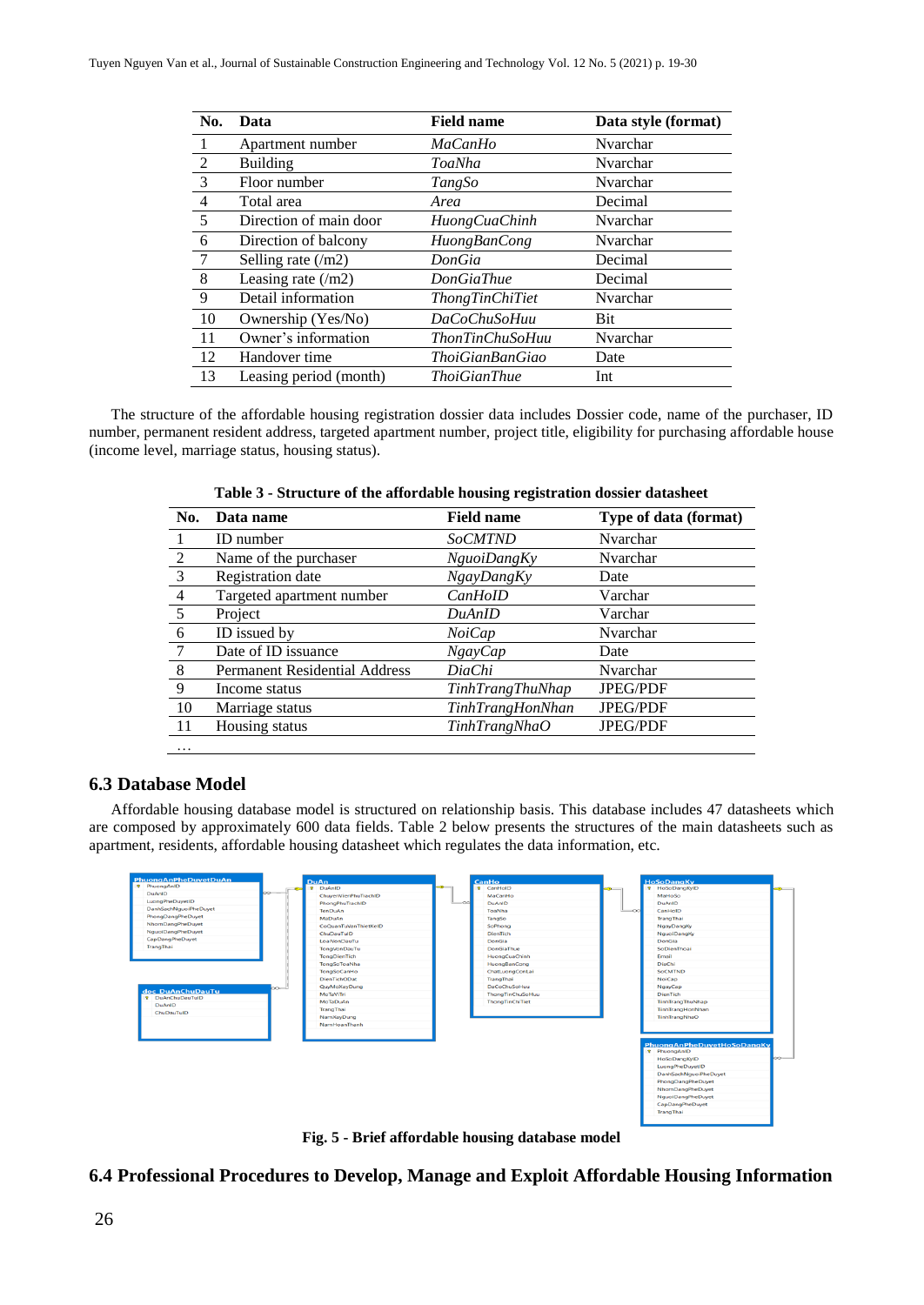| No. | Data | Field name | Data style (format) |
|---|---|---|---|
| 1 | Apartment number | *MaCanHo* | Nvarchar |
| 2 | Building | *ToaNha* | Nvarchar |
| 3 | Floor number | *TangSo* | Nvarchar |
| 4 | Total area | *Area* | Decimal |
| 5 | Direction of main door | *HuongCuaChinh* | Nvarchar |
| 6 | Direction of balcony | *HuongBanCong* | Nvarchar |
| 7 | Selling rate (/m2) | *DonGia* | Decimal |
| 8 | Leasing rate (/m2) | *DonGiaThue* | Decimal |
| 9 | Detail information | *ThongTinChiTiet* | Nvarchar |
| 10 | Ownership (Yes/No) | *DaCoChuSoHuu* | Bit |
| 11 | Owner's information | *ThonTinChuSoHuu* | Nvarchar |
| 12 | Handover time | *ThoiGianBanGiao* | Date |
| 13 | Leasing period (month) | *ThoiGianThue* | Int |

The structure of the affordable housing registration dossier data includes Dossier code, name of the purchaser, ID number, permanent resident address, targeted apartment number, project title, eligibility for purchasing affordable house (income level, marriage status, housing status).

**Table 3 - Structure of the affordable housing registration dossier datasheet**

| No. | Data name | Field name | Type of data (format) |
|---|---|---|---|
| 1 | ID number | *SoCMTND* | Nvarchar |
| 2 | Name of the purchaser | *NguoiDangKy* | Nvarchar |
| 3 | Registration date | *NgayDangKy* | Date |
| 4 | Targeted apartment number | *CanHoID* | Varchar |
| 5 | Project | *DuAnID* | Varchar |
| 6 | ID issued by | *NoiCap* | Nvarchar |
| 7 | Date of ID issuance | *NgayCap* | Date |
| 8 | Permanent Residential Address | *DiaChi* | Nvarchar |
| 9 | Income status | *TinhTrangThuNhap* | JPEG/PDF |
| 10 | Marriage status | *TinhTrangHonNhan* | JPEG/PDF |
| 11 | Housing status | *TinhTrangNhaO* | JPEG/PDF |
| … | | | |

### 6.3 Database Model

Affordable housing database model is structured on relationship basis. This database includes 47 datasheets which are composed by approximately 600 data fields. Table 2 below presents the structures of the main datasheets such as apartment, residents, affordable housing datasheet which regulates the data information, etc.

**Fig. 5 - Brief affordable housing database model**

### 6.4 Professional Procedures to Develop, Manage and Exploit Affordable Housing Information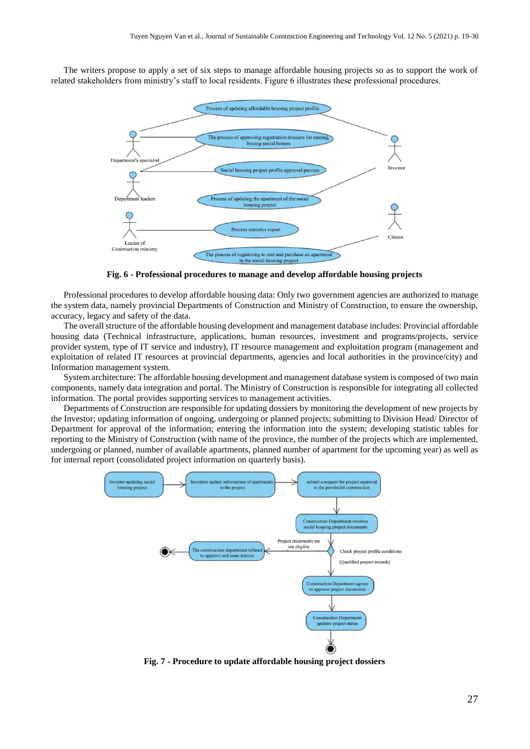The writers propose to apply a set of six steps to manage affordable housing projects so as to support the work of related stakeholders from ministry's staff to local residents. Figure 6 illustrates these professional procedures.

**Fig. 6 - Professional procedures to manage and develop affordable housing projects**

Professional procedures to develop affordable housing data: Only two government agencies are authorized to manage the system data, namely provincial Departments of Construction and Ministry of Construction, to ensure the ownership, accuracy, legacy and safety of the data.

The overall structure of the affordable housing development and management database includes: Provincial affordable housing data (Technical infrastructure, applications, human resources, investment and programs/projects, service provider system, type of IT service and industry), IT resource management and exploitation program (management and exploitation of related IT resources at provincial departments, agencies and local authorities in the province/city) and Information management system.

System architecture: The affordable housing development and management database system is composed of two main components, namely data integration and portal. The Ministry of Construction is responsible for integrating all collected information. The portal provides supporting services to management activities.

Departments of Construction are responsible for updating dossiers by monitoring the development of new projects by the Investor; updating information of ongoing, undergoing or planned projects; submitting to Division Head/ Director of Department for approval of the information; entering the information into the system; developing statistic tables for reporting to the Ministry of Construction (with name of the province, the number of the projects which are implemented, undergoing or planned, number of available apartments, planned number of apartment for the upcoming year) as well as for internal report (consolidated project information on quarterly basis).

**Fig. 7 - Procedure to update affordable housing project dossiers**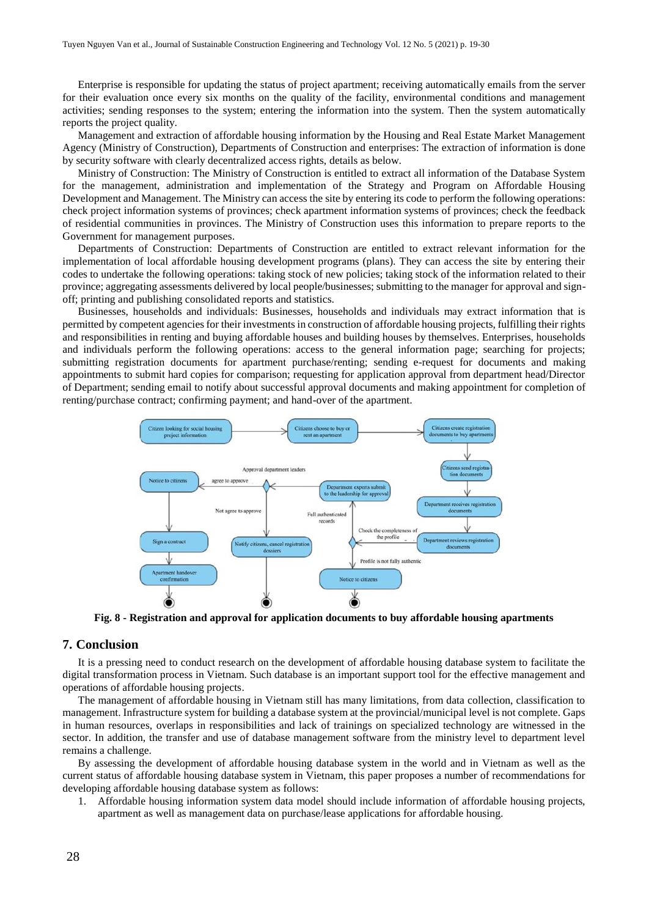Enterprise is responsible for updating the status of project apartment; receiving automatically emails from the server for their evaluation once every six months on the quality of the facility, environmental conditions and management activities; sending responses to the system; entering the information into the system. Then the system automatically reports the project quality.

Management and extraction of affordable housing information by the Housing and Real Estate Market Management Agency (Ministry of Construction), Departments of Construction and enterprises: The extraction of information is done by security software with clearly decentralized access rights, details as below.

Ministry of Construction: The Ministry of Construction is entitled to extract all information of the Database System for the management, administration and implementation of the Strategy and Program on Affordable Housing Development and Management. The Ministry can access the site by entering its code to perform the following operations: check project information systems of provinces; check apartment information systems of provinces; check the feedback of residential communities in provinces. The Ministry of Construction uses this information to prepare reports to the Government for management purposes.

Departments of Construction: Departments of Construction are entitled to extract relevant information for the implementation of local affordable housing development programs (plans). They can access the site by entering their codes to undertake the following operations: taking stock of new policies; taking stock of the information related to their province; aggregating assessments delivered by local people/businesses; submitting to the manager for approval and sign-off; printing and publishing consolidated reports and statistics.

Businesses, households and individuals: Businesses, households and individuals may extract information that is permitted by competent agencies for their investments in construction of affordable housing projects, fulfilling their rights and responsibilities in renting and buying affordable houses and building houses by themselves. Enterprises, households and individuals perform the following operations: access to the general information page; searching for projects; submitting registration documents for apartment purchase/renting; sending e-request for documents and making appointments to submit hard copies for comparison; requesting for application approval from department head/Director of Department; sending email to notify about successful approval documents and making appointment for completion of renting/purchase contract; confirming payment; and hand-over of the apartment.

**Fig. 8 - Registration and approval for application documents to buy affordable housing apartments**

## 7. Conclusion

It is a pressing need to conduct research on the development of affordable housing database system to facilitate the digital transformation process in Vietnam. Such database is an important support tool for the effective management and operations of affordable housing projects.

The management of affordable housing in Vietnam still has many limitations, from data collection, classification to management. Infrastructure system for building a database system at the provincial/municipal level is not complete. Gaps in human resources, overlaps in responsibilities and lack of trainings on specialized technology are witnessed in the sector. In addition, the transfer and use of database management software from the ministry level to department level remains a challenge.

By assessing the development of affordable housing database system in the world and in Vietnam as well as the current status of affordable housing database system in Vietnam, this paper proposes a number of recommendations for developing affordable housing database system as follows:

1. Affordable housing information system data model should include information of affordable housing projects, apartment as well as management data on purchase/lease applications for affordable housing.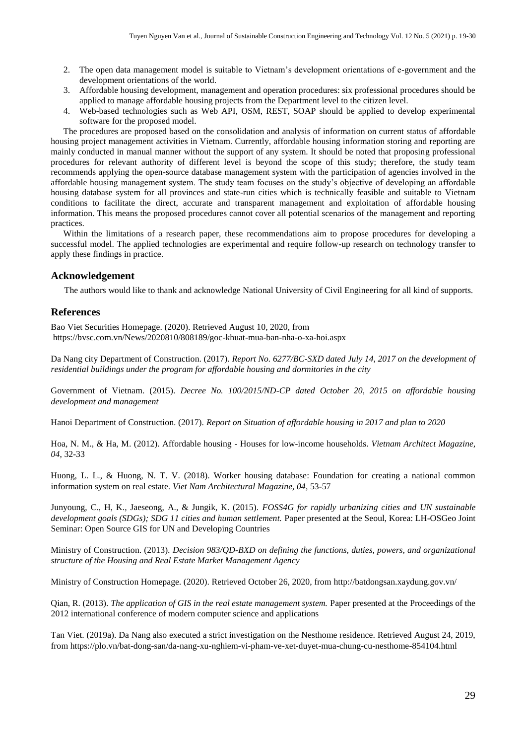2. The open data management model is suitable to Vietnam's development orientations of e-government and the development orientations of the world.
3. Affordable housing development, management and operation procedures: six professional procedures should be applied to manage affordable housing projects from the Department level to the citizen level.
4. Web-based technologies such as Web API, OSM, REST, SOAP should be applied to develop experimental software for the proposed model.

The procedures are proposed based on the consolidation and analysis of information on current status of affordable housing project management activities in Vietnam. Currently, affordable housing information storing and reporting are mainly conducted in manual manner without the support of any system. It should be noted that proposing professional procedures for relevant authority of different level is beyond the scope of this study; therefore, the study team recommends applying the open-source database management system with the participation of agencies involved in the affordable housing management system. The study team focuses on the study's objective of developing an affordable housing database system for all provinces and state-run cities which is technically feasible and suitable to Vietnam conditions to facilitate the direct, accurate and transparent management and exploitation of affordable housing information. This means the proposed procedures cannot cover all potential scenarios of the management and reporting practices.

Within the limitations of a research paper, these recommendations aim to propose procedures for developing a successful model. The applied technologies are experimental and require follow-up research on technology transfer to apply these findings in practice.

## Acknowledgement

The authors would like to thank and acknowledge National University of Civil Engineering for all kind of supports.

## References

Bao Viet Securities Homepage. (2020). Retrieved August 10, 2020, from https://bvsc.com.vn/News/2020810/808189/goc-khuat-mua-ban-nha-o-xa-hoi.aspx

Da Nang city Department of Construction. (2017). *Report No. 6277/BC-SXD dated July 14, 2017 on the development of residential buildings under the program for affordable housing and dormitories in the city*

Government of Vietnam. (2015). *Decree No. 100/2015/ND-CP dated October 20, 2015 on affordable housing development and management*

Hanoi Department of Construction. (2017). *Report on Situation of affordable housing in 2017 and plan to 2020*

Hoa, N. M., & Ha, M. (2012). Affordable housing - Houses for low-income households. *Vietnam Architect Magazine, 04*, 32-33

Huong, L. L., & Huong, N. T. V. (2018). Worker housing database: Foundation for creating a national common information system on real estate. *Viet Nam Architectural Magazine, 04*, 53-57

Junyoung, C., H, K., Jaeseong, A., & Jungik, K. (2015). *FOSS4G for rapidly urbanizing cities and UN sustainable development goals (SDGs); SDG 11 cities and human settlement.* Paper presented at the Seoul, Korea: LH-OSGeo Joint Seminar: Open Source GIS for UN and Developing Countries

Ministry of Construction. (2013). *Decision 983/QD-BXD on defining the functions, duties, powers, and organizational structure of the Housing and Real Estate Market Management Agency*

Ministry of Construction Homepage. (2020). Retrieved October 26, 2020, from http://batdongsan.xaydung.gov.vn/

Qian, R. (2013). *The application of GIS in the real estate management system.* Paper presented at the Proceedings of the 2012 international conference of modern computer science and applications

Tan Viet. (2019a). Da Nang also executed a strict investigation on the Nesthome residence. Retrieved August 24, 2019, from https://plo.vn/bat-dong-san/da-nang-xu-nghiem-vi-pham-ve-xet-duyet-mua-chung-cu-nesthome-854104.html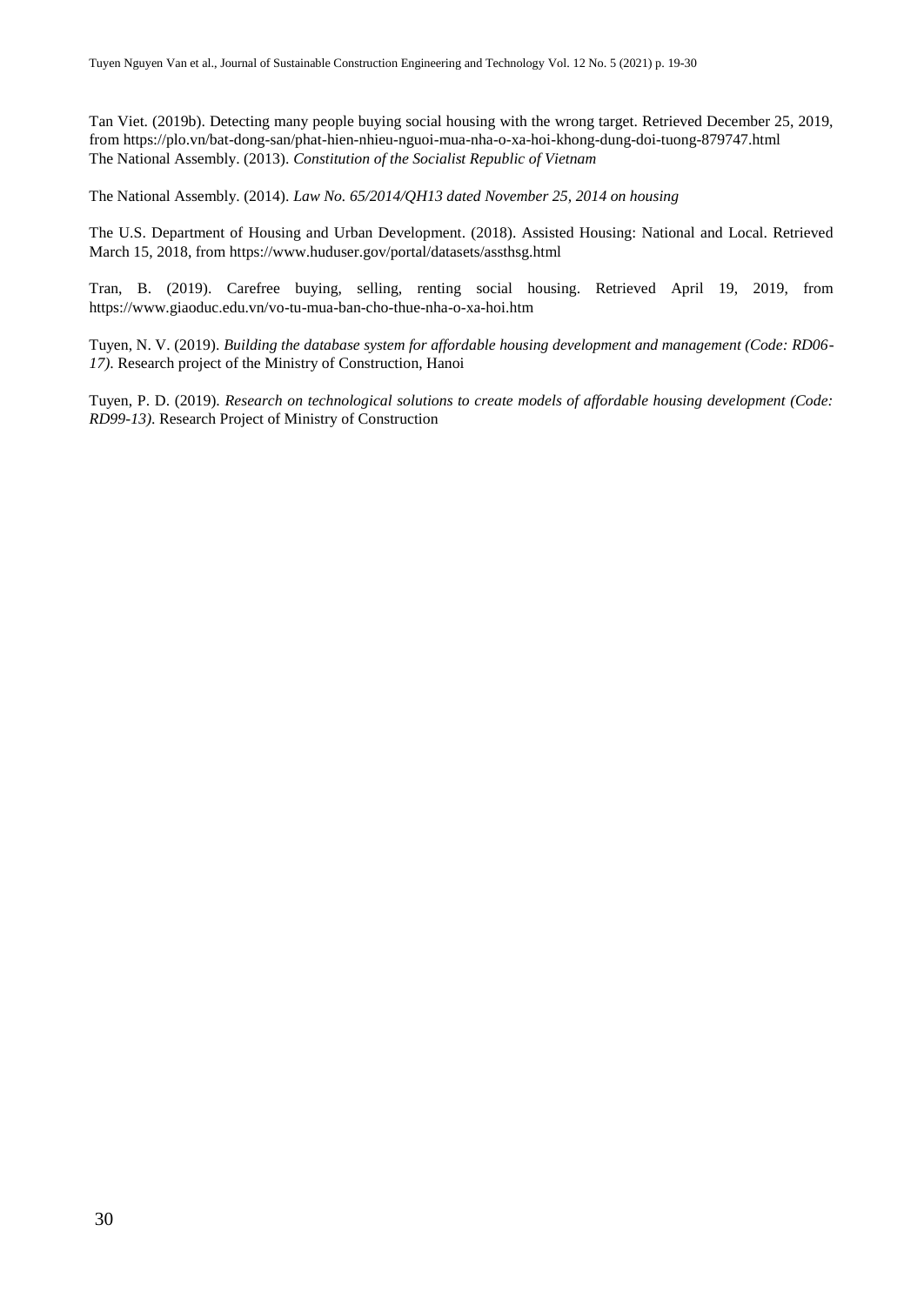Tan Viet. (2019b). Detecting many people buying social housing with the wrong target. Retrieved December 25, 2019, from https://plo.vn/bat-dong-san/phat-hien-nhieu-nguoi-mua-nha-o-xa-hoi-khong-dung-doi-tuong-879747.html

The National Assembly. (2013). *Constitution of the Socialist Republic of Vietnam*

The National Assembly. (2014). *Law No. 65/2014/QH13 dated November 25, 2014 on housing*

The U.S. Department of Housing and Urban Development. (2018). Assisted Housing: National and Local. Retrieved March 15, 2018, from https://www.huduser.gov/portal/datasets/assthsg.html

Tran, B. (2019). Carefree buying, selling, renting social housing. Retrieved April 19, 2019, from https://www.giaoduc.edu.vn/vo-tu-mua-ban-cho-thue-nha-o-xa-hoi.htm

Tuyen, N. V. (2019). *Building the database system for affordable housing development and management (Code: RD06-17)*. Research project of the Ministry of Construction, Hanoi

Tuyen, P. D. (2019). *Research on technological solutions to create models of affordable housing development (Code: RD99-13)*. Research Project of Ministry of Construction